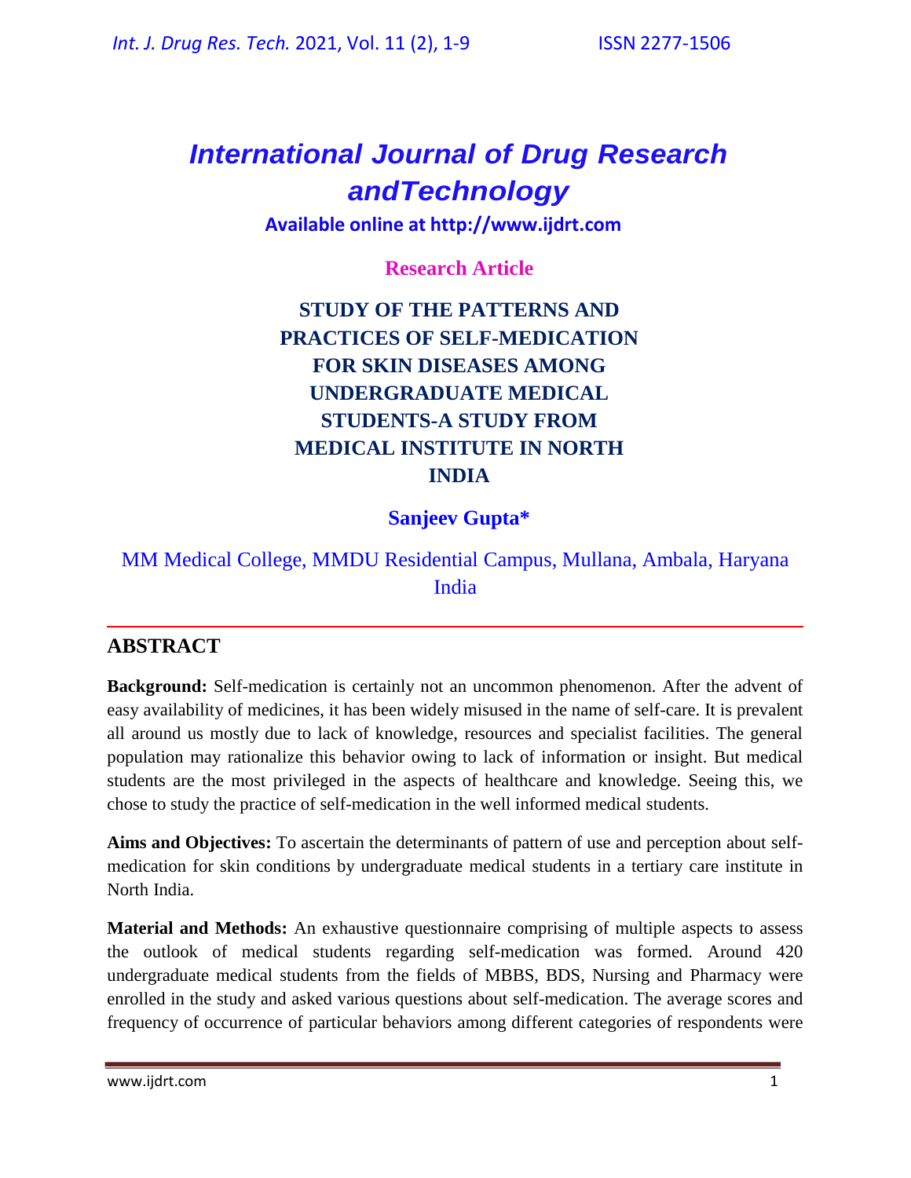# *International Journal of Drug Research andTechnology*

**Available online at http://www.ijdrt.com**

**Research Article**

## STUDY OF THE PATTERNS AND PRACTICES OF SELF-MEDICATION FOR SKIN DISEASES AMONG UNDERGRADUATE MEDICAL STUDENTS-A STUDY FROM MEDICAL INSTITUTE IN NORTH INDIA

**Sanjeev Gupta***

MM Medical College, MMDU Residential Campus, Mullana, Ambala, Haryana India

## ABSTRACT

**Background:** Self-medication is certainly not an uncommon phenomenon. After the advent of easy availability of medicines, it has been widely misused in the name of self-care. It is prevalent all around us mostly due to lack of knowledge, resources and specialist facilities. The general population may rationalize this behavior owing to lack of information or insight. But medical students are the most privileged in the aspects of healthcare and knowledge. Seeing this, we chose to study the practice of self-medication in the well informed medical students.

**Aims and Objectives:** To ascertain the determinants of pattern of use and perception about self-medication for skin conditions by undergraduate medical students in a tertiary care institute in North India.

**Material and Methods:** An exhaustive questionnaire comprising of multiple aspects to assess the outlook of medical students regarding self-medication was formed. Around 420 undergraduate medical students from the fields of MBBS, BDS, Nursing and Pharmacy were enrolled in the study and asked various questions about self-medication. The average scores and frequency of occurrence of particular behaviors among different categories of respondents were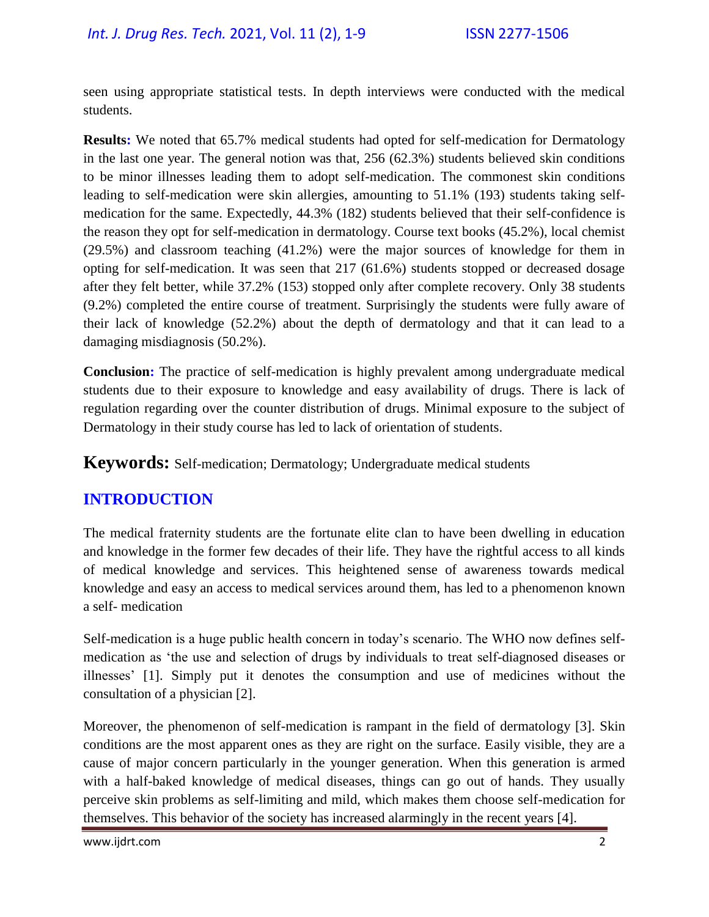seen using appropriate statistical tests. In depth interviews were conducted with the medical students.

**Results:** We noted that 65.7% medical students had opted for self-medication for Dermatology in the last one year. The general notion was that, 256 (62.3%) students believed skin conditions to be minor illnesses leading them to adopt self-medication. The commonest skin conditions leading to self-medication were skin allergies, amounting to 51.1% (193) students taking self-medication for the same. Expectedly, 44.3% (182) students believed that their self-confidence is the reason they opt for self-medication in dermatology. Course text books (45.2%), local chemist (29.5%) and classroom teaching (41.2%) were the major sources of knowledge for them in opting for self-medication. It was seen that 217 (61.6%) students stopped or decreased dosage after they felt better, while 37.2% (153) stopped only after complete recovery. Only 38 students (9.2%) completed the entire course of treatment. Surprisingly the students were fully aware of their lack of knowledge (52.2%) about the depth of dermatology and that it can lead to a damaging misdiagnosis (50.2%).

**Conclusion:** The practice of self-medication is highly prevalent among undergraduate medical students due to their exposure to knowledge and easy availability of drugs. There is lack of regulation regarding over the counter distribution of drugs. Minimal exposure to the subject of Dermatology in their study course has led to lack of orientation of students.

**Keywords:** Self-medication; Dermatology; Undergraduate medical students

## INTRODUCTION

The medical fraternity students are the fortunate elite clan to have been dwelling in education and knowledge in the former few decades of their life. They have the rightful access to all kinds of medical knowledge and services. This heightened sense of awareness towards medical knowledge and easy an access to medical services around them, has led to a phenomenon known a self- medication

Self-medication is a huge public health concern in today's scenario. The WHO now defines self-medication as 'the use and selection of drugs by individuals to treat self-diagnosed diseases or illnesses' [1]. Simply put it denotes the consumption and use of medicines without the consultation of a physician [2].

Moreover, the phenomenon of self-medication is rampant in the field of dermatology [3]. Skin conditions are the most apparent ones as they are right on the surface. Easily visible, they are a cause of major concern particularly in the younger generation. When this generation is armed with a half-baked knowledge of medical diseases, things can go out of hands. They usually perceive skin problems as self-limiting and mild, which makes them choose self-medication for themselves. This behavior of the society has increased alarmingly in the recent years [4].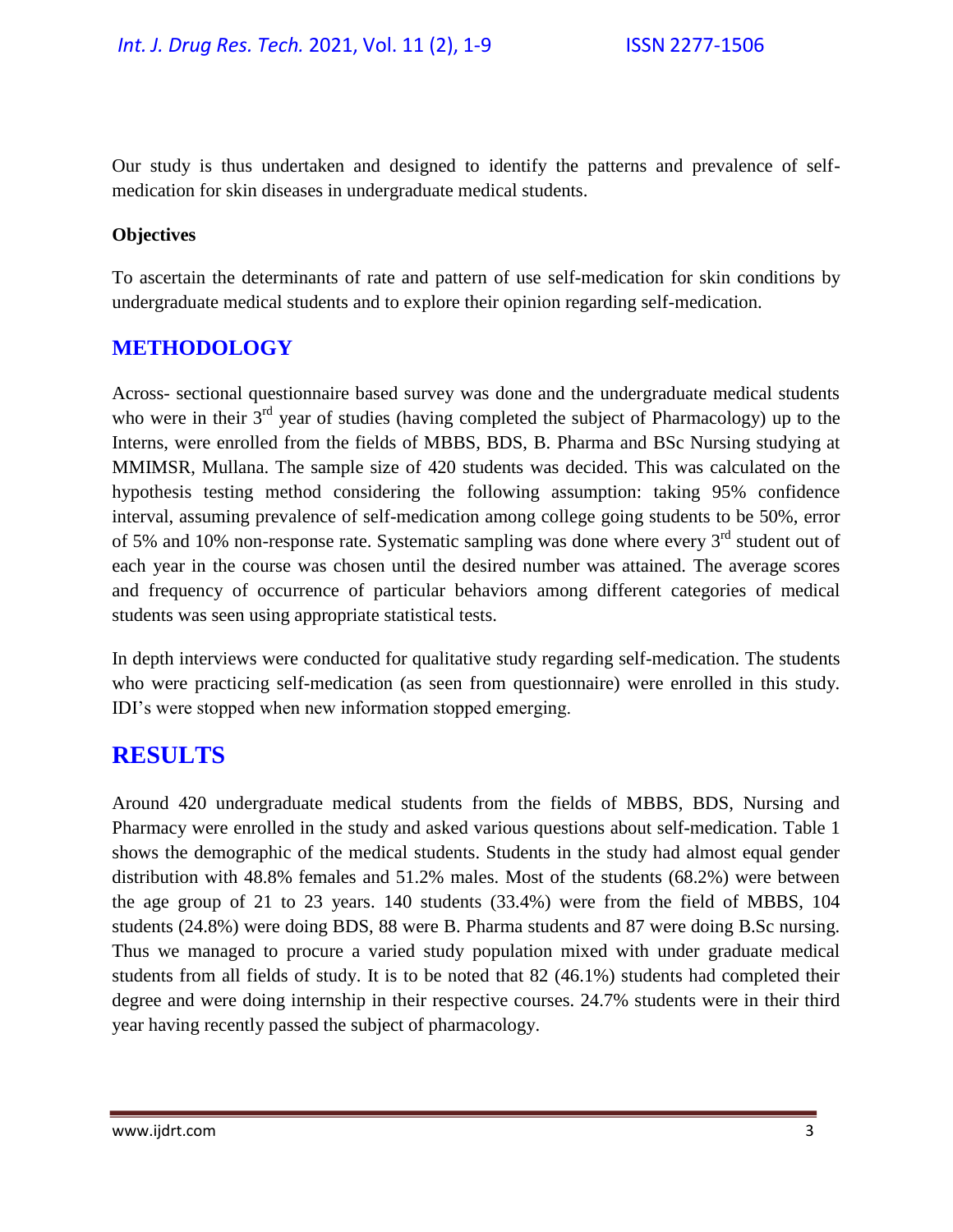Our study is thus undertaken and designed to identify the patterns and prevalence of self-medication for skin diseases in undergraduate medical students.

**Objectives**

To ascertain the determinants of rate and pattern of use self-medication for skin conditions by undergraduate medical students and to explore their opinion regarding self-medication.

## METHODOLOGY

Across- sectional questionnaire based survey was done and the undergraduate medical students who were in their 3rd year of studies (having completed the subject of Pharmacology) up to the Interns, were enrolled from the fields of MBBS, BDS, B. Pharma and BSc Nursing studying at MMIMSR, Mullana. The sample size of 420 students was decided. This was calculated on the hypothesis testing method considering the following assumption: taking 95% confidence interval, assuming prevalence of self-medication among college going students to be 50%, error of 5% and 10% non-response rate. Systematic sampling was done where every 3rd student out of each year in the course was chosen until the desired number was attained. The average scores and frequency of occurrence of particular behaviors among different categories of medical students was seen using appropriate statistical tests.

In depth interviews were conducted for qualitative study regarding self-medication. The students who were practicing self-medication (as seen from questionnaire) were enrolled in this study. IDI's were stopped when new information stopped emerging.

## RESULTS

Around 420 undergraduate medical students from the fields of MBBS, BDS, Nursing and Pharmacy were enrolled in the study and asked various questions about self-medication. Table 1 shows the demographic of the medical students. Students in the study had almost equal gender distribution with 48.8% females and 51.2% males. Most of the students (68.2%) were between the age group of 21 to 23 years. 140 students (33.4%) were from the field of MBBS, 104 students (24.8%) were doing BDS, 88 were B. Pharma students and 87 were doing B.Sc nursing. Thus we managed to procure a varied study population mixed with under graduate medical students from all fields of study. It is to be noted that 82 (46.1%) students had completed their degree and were doing internship in their respective courses. 24.7% students were in their third year having recently passed the subject of pharmacology.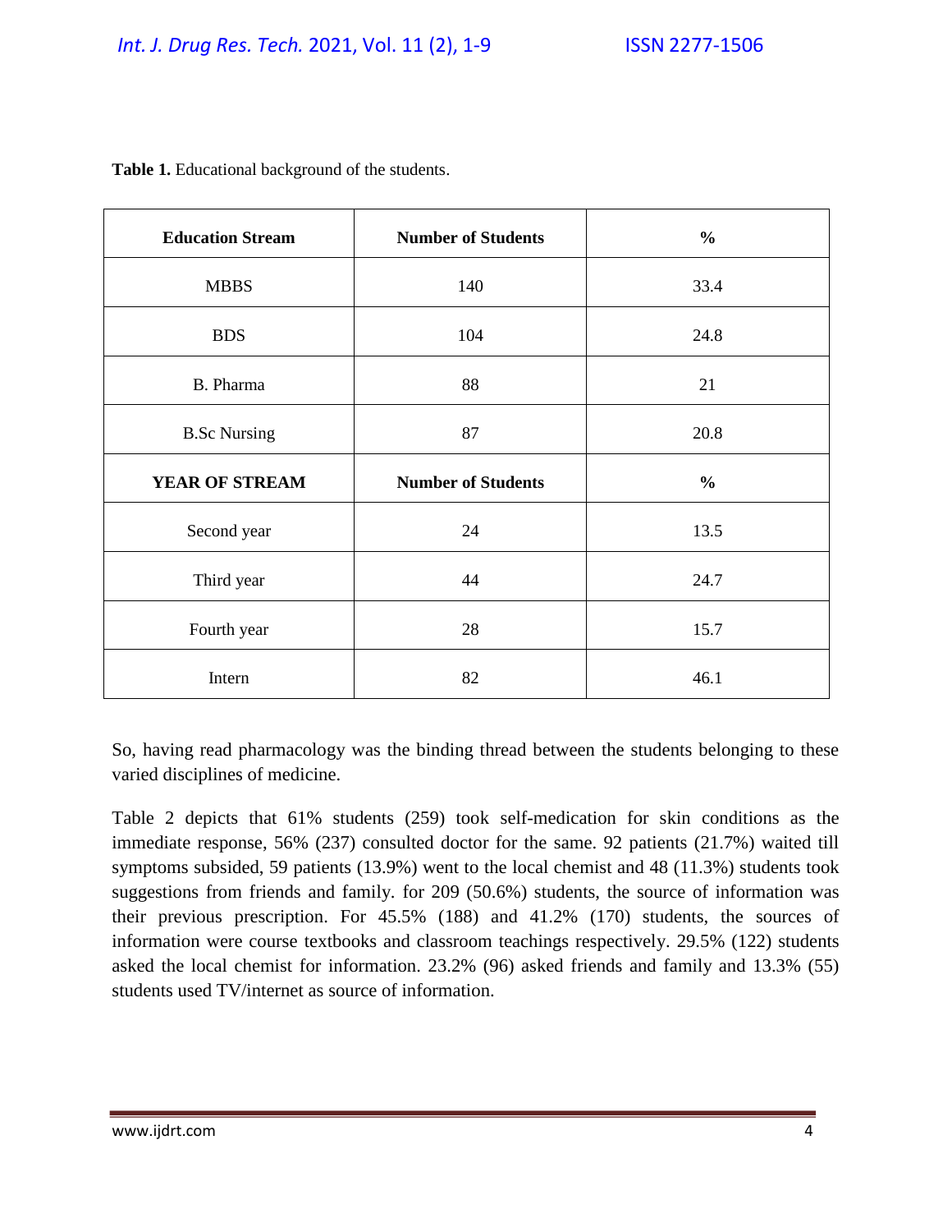**Table 1.** Educational background of the students.

| Education Stream | Number of Students | % |
|---|---|---|
| MBBS | 140 | 33.4 |
| BDS | 104 | 24.8 |
| B. Pharma | 88 | 21 |
| B.Sc Nursing | 87 | 20.8 |
| **YEAR OF STREAM** | **Number of Students** | **%** |
| Second year | 24 | 13.5 |
| Third year | 44 | 24.7 |
| Fourth year | 28 | 15.7 |
| Intern | 82 | 46.1 |

So, having read pharmacology was the binding thread between the students belonging to these varied disciplines of medicine.

Table 2 depicts that 61% students (259) took self-medication for skin conditions as the immediate response, 56% (237) consulted doctor for the same. 92 patients (21.7%) waited till symptoms subsided, 59 patients (13.9%) went to the local chemist and 48 (11.3%) students took suggestions from friends and family. for 209 (50.6%) students, the source of information was their previous prescription. For 45.5% (188) and 41.2% (170) students, the sources of information were course textbooks and classroom teachings respectively. 29.5% (122) students asked the local chemist for information. 23.2% (96) asked friends and family and 13.3% (55) students used TV/internet as source of information.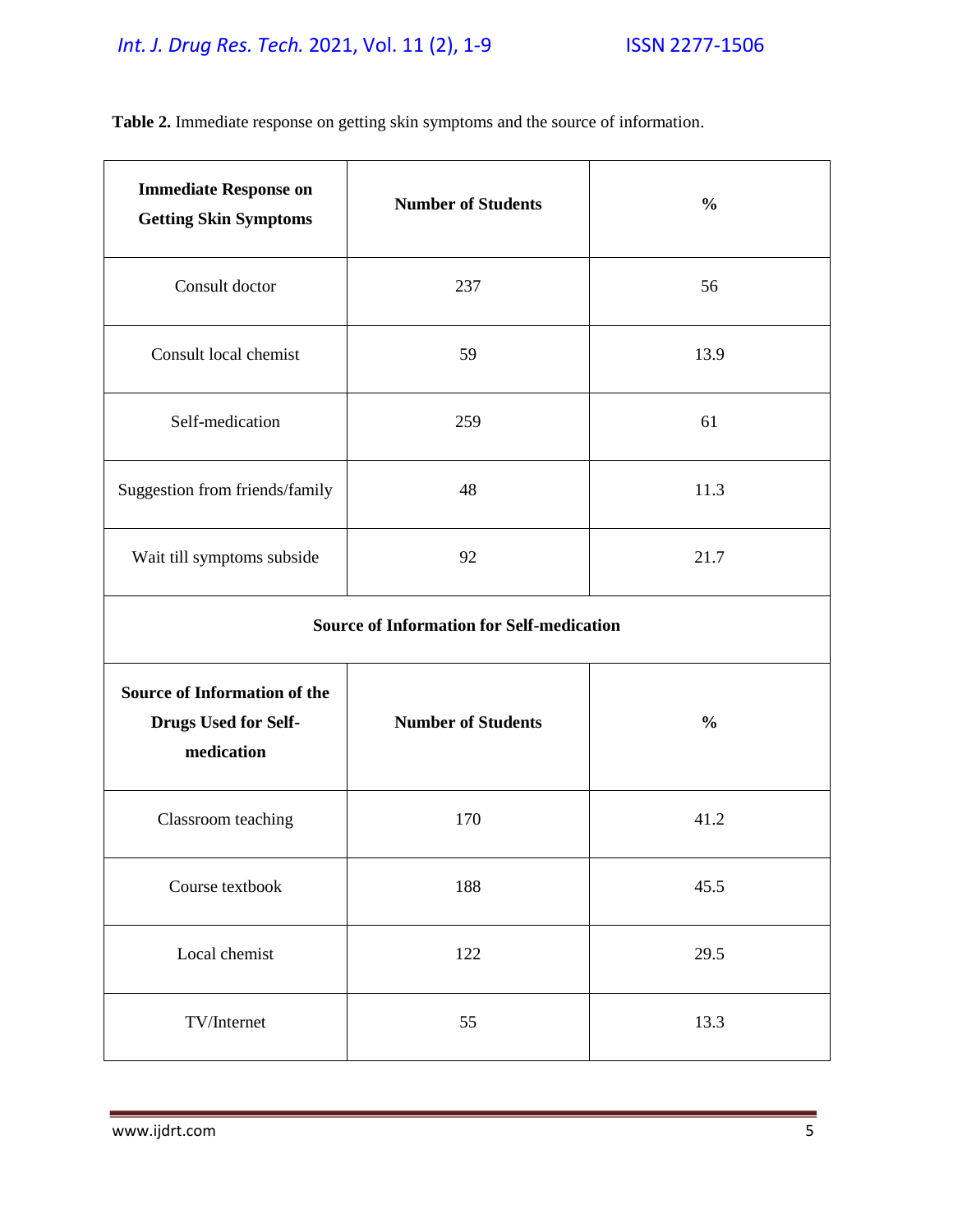**Table 2.** Immediate response on getting skin symptoms and the source of information.

| Immediate Response on Getting Skin Symptoms | Number of Students | % |
|---|---|---|
| Consult doctor | 237 | 56 |
| Consult local chemist | 59 | 13.9 |
| Self-medication | 259 | 61 |
| Suggestion from friends/family | 48 | 11.3 |
| Wait till symptoms subside | 92 | 21.7 |
| **Source of Information for Self-medication** | | |
| **Source of Information of the Drugs Used for Self-medication** | **Number of Students** | **%** |
| Classroom teaching | 170 | 41.2 |
| Course textbook | 188 | 45.5 |
| Local chemist | 122 | 29.5 |
| TV/Internet | 55 | 13.3 |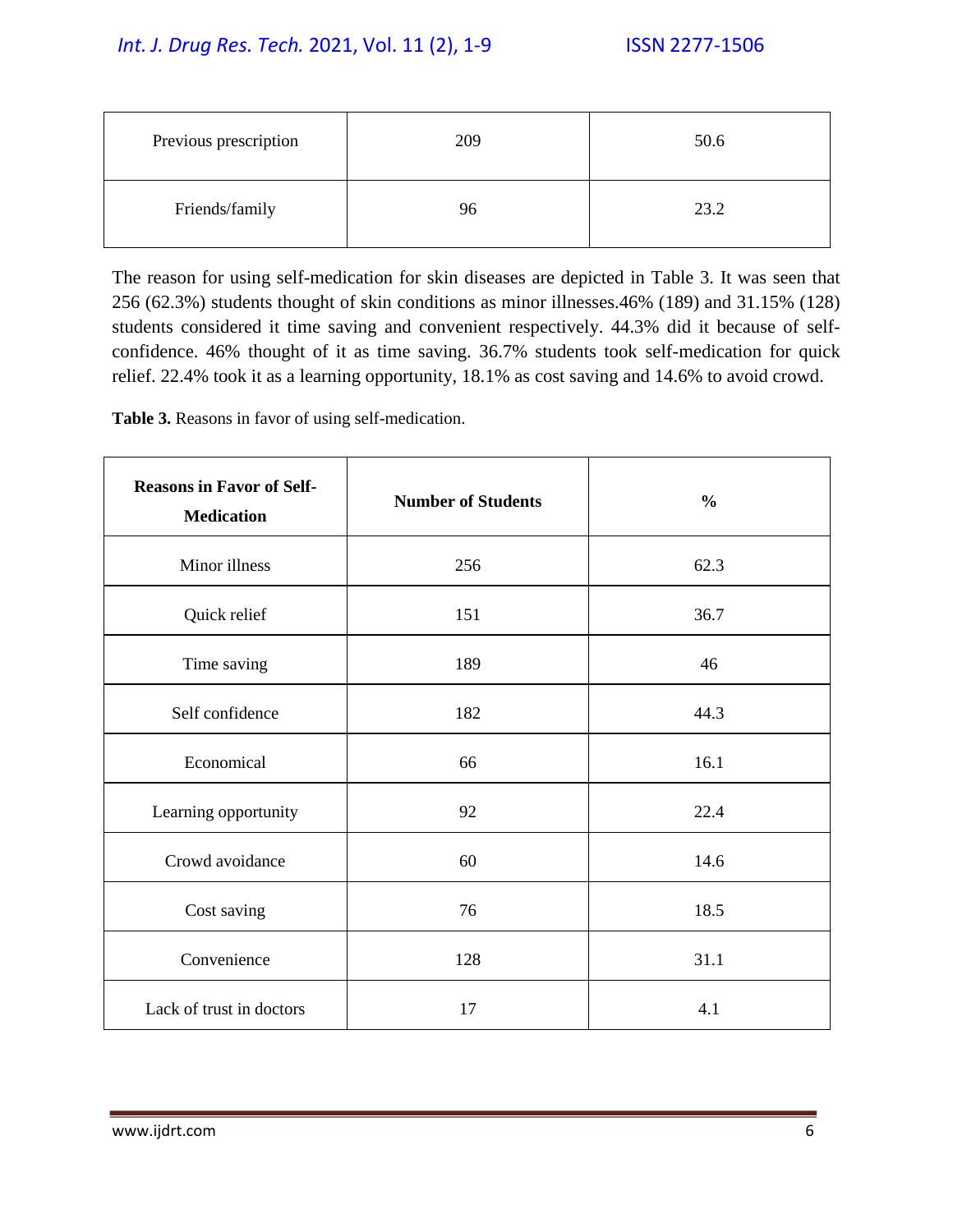| Previous prescription | 209 | 50.6 |
|---|---|---|
| Friends/family | 96 | 23.2 |

The reason for using self-medication for skin diseases are depicted in Table 3. It was seen that 256 (62.3%) students thought of skin conditions as minor illnesses.46% (189) and 31.15% (128) students considered it time saving and convenient respectively. 44.3% did it because of self-confidence. 46% thought of it as time saving. 36.7% students took self-medication for quick relief. 22.4% took it as a learning opportunity, 18.1% as cost saving and 14.6% to avoid crowd.

**Table 3.** Reasons in favor of using self-medication.

| Reasons in Favor of Self-Medication | Number of Students | % |
|---|---|---|
| Minor illness | 256 | 62.3 |
| Quick relief | 151 | 36.7 |
| Time saving | 189 | 46 |
| Self confidence | 182 | 44.3 |
| Economical | 66 | 16.1 |
| Learning opportunity | 92 | 22.4 |
| Crowd avoidance | 60 | 14.6 |
| Cost saving | 76 | 18.5 |
| Convenience | 128 | 31.1 |
| Lack of trust in doctors | 17 | 4.1 |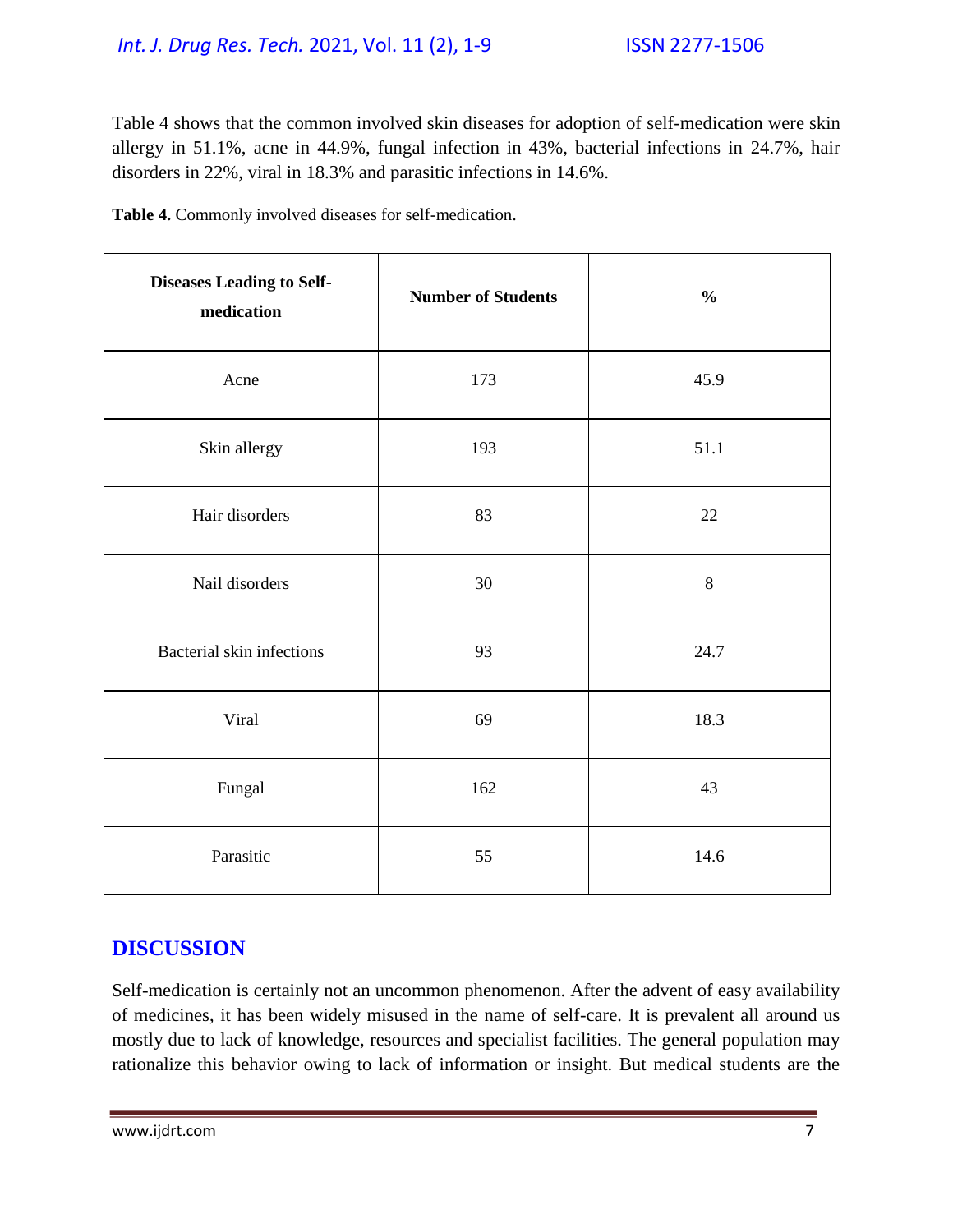Table 4 shows that the common involved skin diseases for adoption of self-medication were skin allergy in 51.1%, acne in 44.9%, fungal infection in 43%, bacterial infections in 24.7%, hair disorders in 22%, viral in 18.3% and parasitic infections in 14.6%.

**Table 4.** Commonly involved diseases for self-medication.

| Diseases Leading to Self-medication | Number of Students | % |
|---|---|---|
| Acne | 173 | 45.9 |
| Skin allergy | 193 | 51.1 |
| Hair disorders | 83 | 22 |
| Nail disorders | 30 | 8 |
| Bacterial skin infections | 93 | 24.7 |
| Viral | 69 | 18.3 |
| Fungal | 162 | 43 |
| Parasitic | 55 | 14.6 |

## DISCUSSION

Self-medication is certainly not an uncommon phenomenon. After the advent of easy availability of medicines, it has been widely misused in the name of self-care. It is prevalent all around us mostly due to lack of knowledge, resources and specialist facilities. The general population may rationalize this behavior owing to lack of information or insight. But medical students are the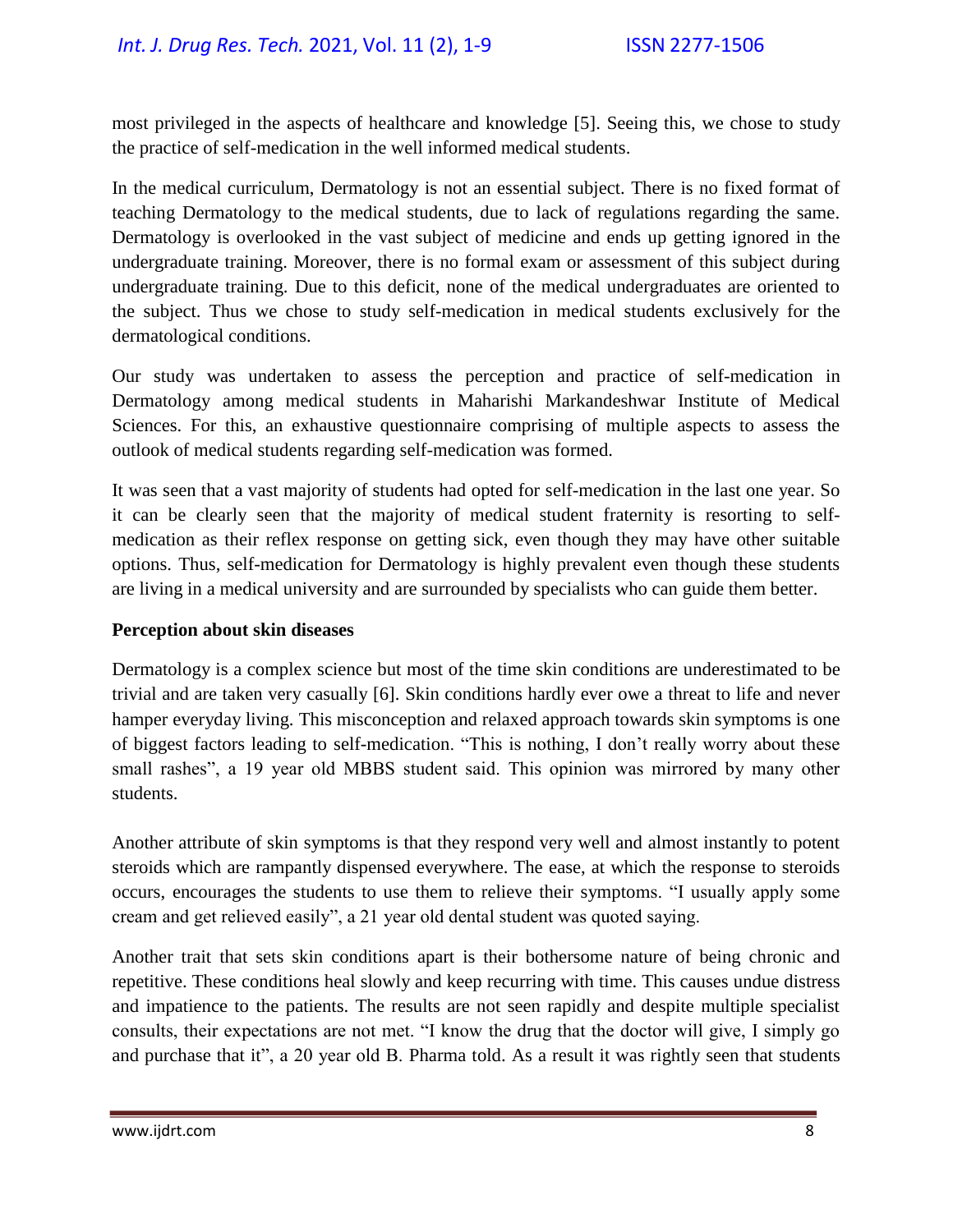most privileged in the aspects of healthcare and knowledge [5]. Seeing this, we chose to study the practice of self-medication in the well informed medical students.

In the medical curriculum, Dermatology is not an essential subject. There is no fixed format of teaching Dermatology to the medical students, due to lack of regulations regarding the same. Dermatology is overlooked in the vast subject of medicine and ends up getting ignored in the undergraduate training. Moreover, there is no formal exam or assessment of this subject during undergraduate training. Due to this deficit, none of the medical undergraduates are oriented to the subject. Thus we chose to study self-medication in medical students exclusively for the dermatological conditions.

Our study was undertaken to assess the perception and practice of self-medication in Dermatology among medical students in Maharishi Markandeshwar Institute of Medical Sciences. For this, an exhaustive questionnaire comprising of multiple aspects to assess the outlook of medical students regarding self-medication was formed.

It was seen that a vast majority of students had opted for self-medication in the last one year. So it can be clearly seen that the majority of medical student fraternity is resorting to self-medication as their reflex response on getting sick, even though they may have other suitable options. Thus, self-medication for Dermatology is highly prevalent even though these students are living in a medical university and are surrounded by specialists who can guide them better.

**Perception about skin diseases**

Dermatology is a complex science but most of the time skin conditions are underestimated to be trivial and are taken very casually [6]. Skin conditions hardly ever owe a threat to life and never hamper everyday living. This misconception and relaxed approach towards skin symptoms is one of biggest factors leading to self-medication. "This is nothing, I don't really worry about these small rashes", a 19 year old MBBS student said. This opinion was mirrored by many other students.

Another attribute of skin symptoms is that they respond very well and almost instantly to potent steroids which are rampantly dispensed everywhere. The ease, at which the response to steroids occurs, encourages the students to use them to relieve their symptoms. "I usually apply some cream and get relieved easily", a 21 year old dental student was quoted saying.

Another trait that sets skin conditions apart is their bothersome nature of being chronic and repetitive. These conditions heal slowly and keep recurring with time. This causes undue distress and impatience to the patients. The results are not seen rapidly and despite multiple specialist consults, their expectations are not met. "I know the drug that the doctor will give, I simply go and purchase that it", a 20 year old B. Pharma told. As a result it was rightly seen that students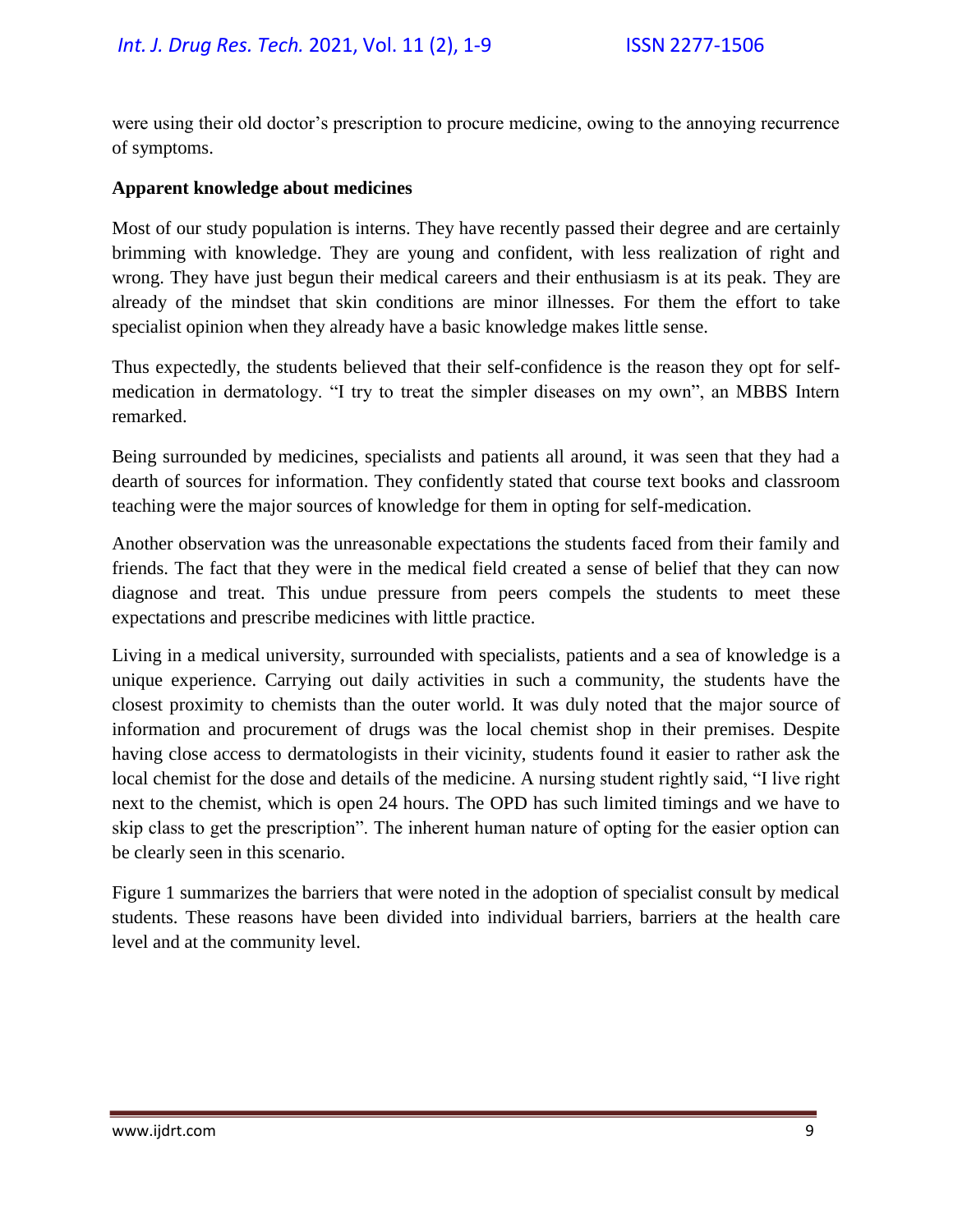were using their old doctor's prescription to procure medicine, owing to the annoying recurrence of symptoms.

**Apparent knowledge about medicines**

Most of our study population is interns. They have recently passed their degree and are certainly brimming with knowledge. They are young and confident, with less realization of right and wrong. They have just begun their medical careers and their enthusiasm is at its peak. They are already of the mindset that skin conditions are minor illnesses. For them the effort to take specialist opinion when they already have a basic knowledge makes little sense.

Thus expectedly, the students believed that their self-confidence is the reason they opt for self-medication in dermatology. "I try to treat the simpler diseases on my own", an MBBS Intern remarked.

Being surrounded by medicines, specialists and patients all around, it was seen that they had a dearth of sources for information. They confidently stated that course text books and classroom teaching were the major sources of knowledge for them in opting for self-medication.

Another observation was the unreasonable expectations the students faced from their family and friends. The fact that they were in the medical field created a sense of belief that they can now diagnose and treat. This undue pressure from peers compels the students to meet these expectations and prescribe medicines with little practice.

Living in a medical university, surrounded with specialists, patients and a sea of knowledge is a unique experience. Carrying out daily activities in such a community, the students have the closest proximity to chemists than the outer world. It was duly noted that the major source of information and procurement of drugs was the local chemist shop in their premises. Despite having close access to dermatologists in their vicinity, students found it easier to rather ask the local chemist for the dose and details of the medicine. A nursing student rightly said, "I live right next to the chemist, which is open 24 hours. The OPD has such limited timings and we have to skip class to get the prescription". The inherent human nature of opting for the easier option can be clearly seen in this scenario.

Figure 1 summarizes the barriers that were noted in the adoption of specialist consult by medical students. These reasons have been divided into individual barriers, barriers at the health care level and at the community level.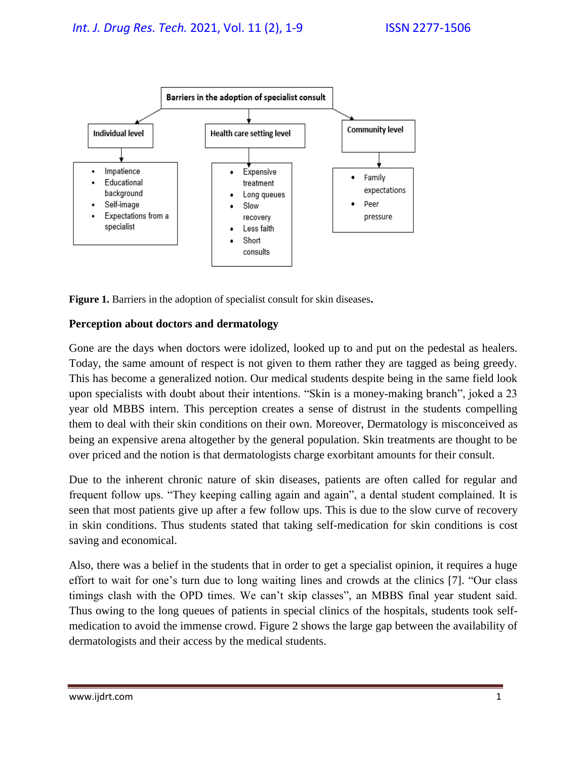Barriers in the adoption of specialist consult

- **Individual level**
  - Impatience
  - Educational background
  - Self-image
  - Expectations from a specialist
- **Health care setting level**
  - Expensive treatment
  - Long queues
  - Slow recovery
  - Less faith
  - Short consults
- **Community level**
  - Family expectations
  - Peer pressure

**Figure 1.** Barriers in the adoption of specialist consult for skin diseases**.**

**Perception about doctors and dermatology**

Gone are the days when doctors were idolized, looked up to and put on the pedestal as healers. Today, the same amount of respect is not given to them rather they are tagged as being greedy. This has become a generalized notion. Our medical students despite being in the same field look upon specialists with doubt about their intentions. "Skin is a money-making branch", joked a 23 year old MBBS intern. This perception creates a sense of distrust in the students compelling them to deal with their skin conditions on their own. Moreover, Dermatology is misconceived as being an expensive arena altogether by the general population. Skin treatments are thought to be over priced and the notion is that dermatologists charge exorbitant amounts for their consult.

Due to the inherent chronic nature of skin diseases, patients are often called for regular and frequent follow ups. "They keeping calling again and again", a dental student complained. It is seen that most patients give up after a few follow ups. This is due to the slow curve of recovery in skin conditions. Thus students stated that taking self-medication for skin conditions is cost saving and economical.

Also, there was a belief in the students that in order to get a specialist opinion, it requires a huge effort to wait for one's turn due to long waiting lines and crowds at the clinics [7]. "Our class timings clash with the OPD times. We can't skip classes", an MBBS final year student said. Thus owing to the long queues of patients in special clinics of the hospitals, students took self-medication to avoid the immense crowd. Figure 2 shows the large gap between the availability of dermatologists and their access by the medical students.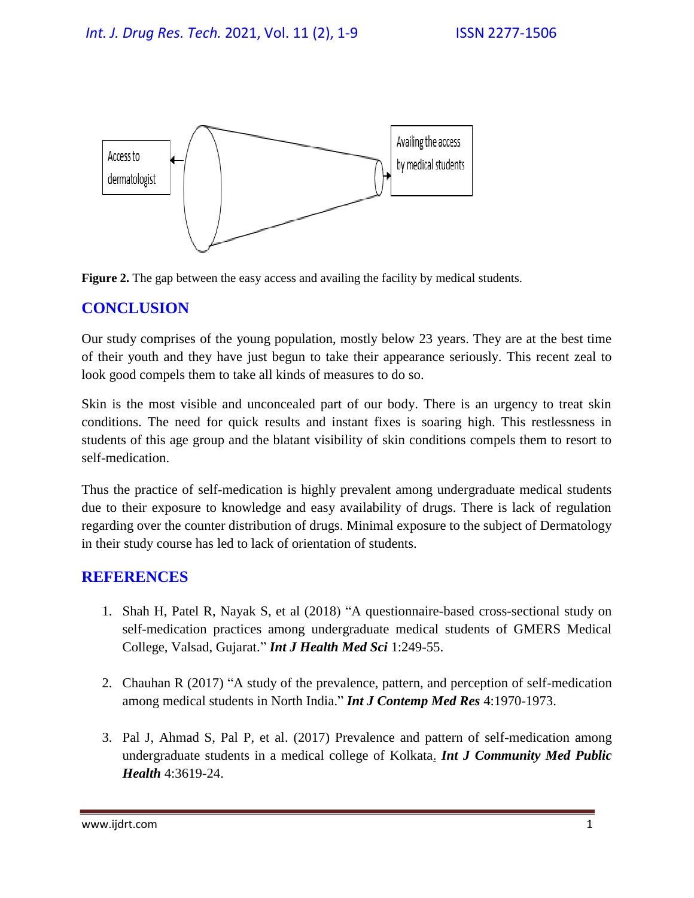Access to dermatologist

Availing the access by medical students

**Figure 2.** The gap between the easy access and availing the facility by medical students.

## CONCLUSION

Our study comprises of the young population, mostly below 23 years. They are at the best time of their youth and they have just begun to take their appearance seriously. This recent zeal to look good compels them to take all kinds of measures to do so.

Skin is the most visible and unconcealed part of our body. There is an urgency to treat skin conditions. The need for quick results and instant fixes is soaring high. This restlessness in students of this age group and the blatant visibility of skin conditions compels them to resort to self-medication.

Thus the practice of self-medication is highly prevalent among undergraduate medical students due to their exposure to knowledge and easy availability of drugs. There is lack of regulation regarding over the counter distribution of drugs. Minimal exposure to the subject of Dermatology in their study course has led to lack of orientation of students.

## REFERENCES

1. Shah H, Patel R, Nayak S, et al (2018) "A questionnaire-based cross-sectional study on self-medication practices among undergraduate medical students of GMERS Medical College, Valsad, Gujarat." ***Int J Health Med Sci*** 1:249-55.

2. Chauhan R (2017) "A study of the prevalence, pattern, and perception of self-medication among medical students in North India." ***Int J Contemp Med Res*** 4:1970-1973.

3. Pal J, Ahmad S, Pal P, et al. (2017) Prevalence and pattern of self-medication among undergraduate students in a medical college of Kolkata. ***Int J Community Med Public Health*** 4:3619-24.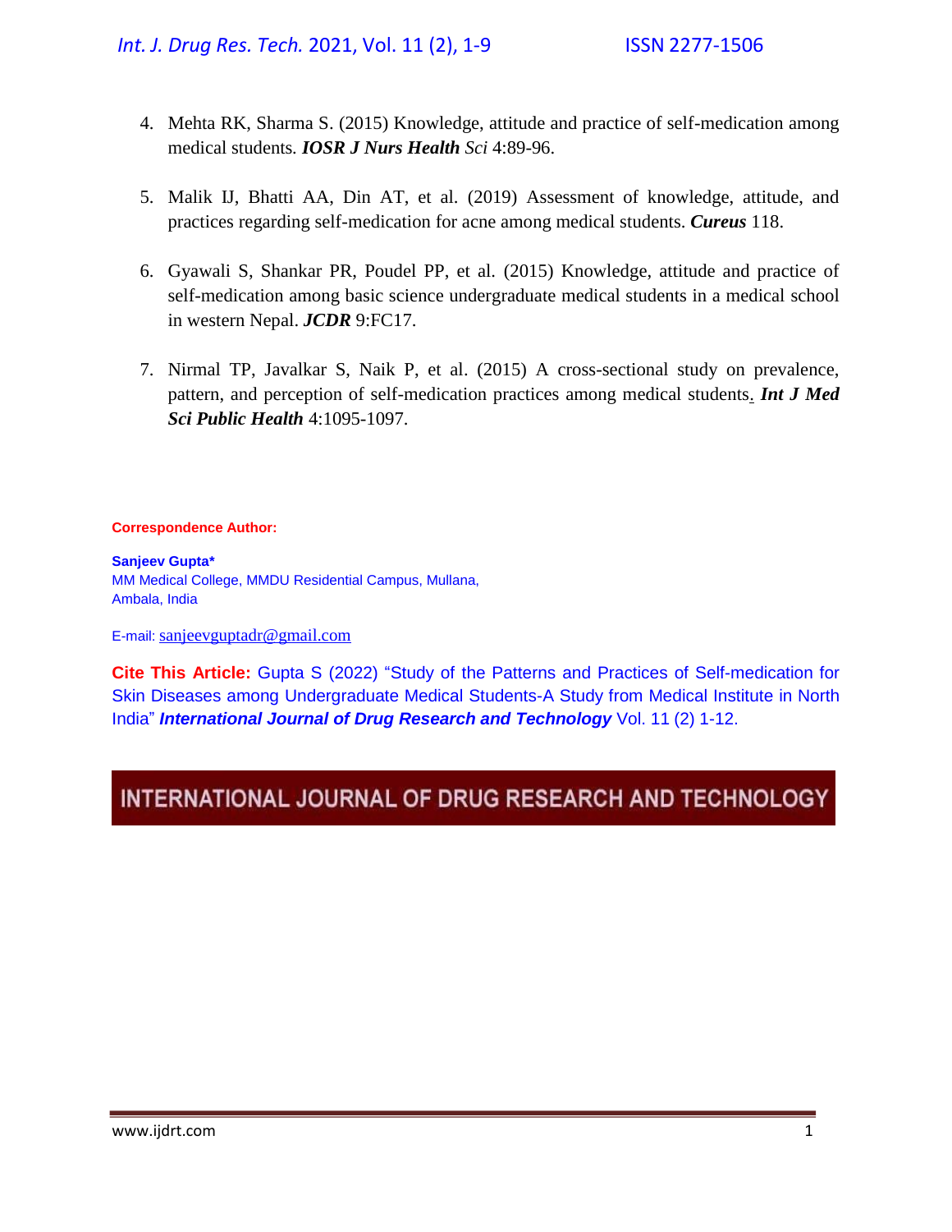4. Mehta RK, Sharma S. (2015) Knowledge, attitude and practice of self-medication among medical students. ***IOSR J Nurs Health** Sci* 4:89-96.

5. Malik IJ, Bhatti AA, Din AT, et al. (2019) Assessment of knowledge, attitude, and practices regarding self-medication for acne among medical students. ***Cureus*** 118.

6. Gyawali S, Shankar PR, Poudel PP, et al. (2015) Knowledge, attitude and practice of self-medication among basic science undergraduate medical students in a medical school in western Nepal. ***JCDR*** 9:FC17.

7. Nirmal TP, Javalkar S, Naik P, et al. (2015) A cross-sectional study on prevalence, pattern, and perception of self-medication practices among medical students. ***Int J Med Sci Public Health*** 4:1095-1097.

**Correspondence Author:**

**Sanjeev Gupta***
MM Medical College, MMDU Residential Campus, Mullana,
Ambala, India

E-mail: sanjeevguptadr@gmail.com

**Cite This Article:** Gupta S (2022) "Study of the Patterns and Practices of Self-medication for Skin Diseases among Undergraduate Medical Students-A Study from Medical Institute in North India" ***International Journal of Drug Research and Technology*** Vol. 11 (2) 1-12.

INTERNATIONAL JOURNAL OF DRUG RESEARCH AND TECHNOLOGY